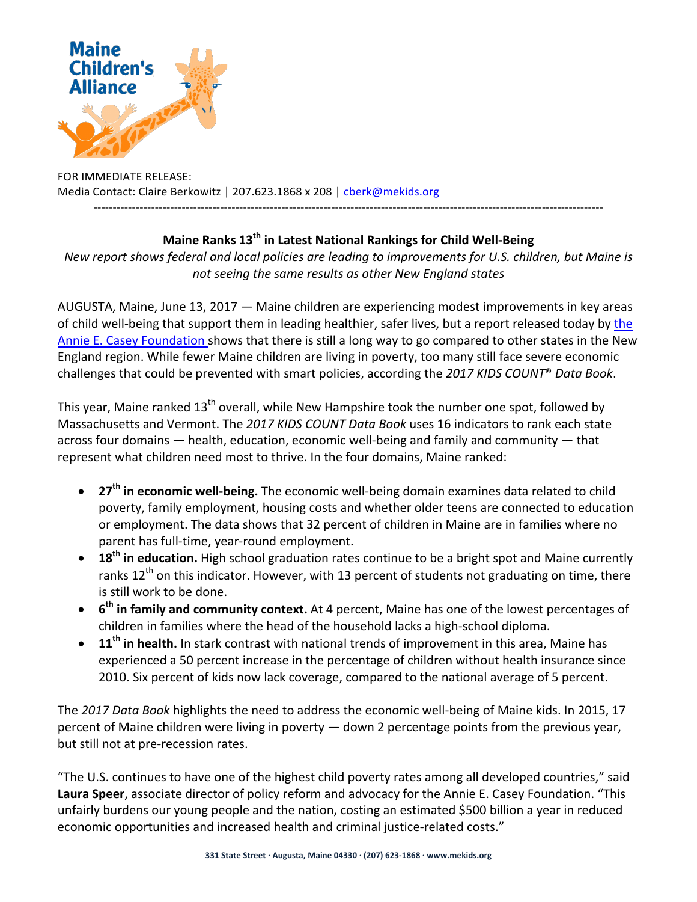FOR IMMEDIATE RELEASE:
Media Contact: Claire Berkowitz | 207.623.1868 x 208 | cberk@mekids.org

---

## Maine Ranks 13th in Latest National Rankings for Child Well-Being

*New report shows federal and local policies are leading to improvements for U.S. children, but Maine is not seeing the same results as other New England states*

AUGUSTA, Maine, June 13, 2017 — Maine children are experiencing modest improvements in key areas of child well-being that support them in leading healthier, safer lives, but a report released today by the Annie E. Casey Foundation shows that there is still a long way to go compared to other states in the New England region. While fewer Maine children are living in poverty, too many still face severe economic challenges that could be prevented with smart policies, according the *2017 KIDS COUNT® Data Book*.

This year, Maine ranked 13th overall, while New Hampshire took the number one spot, followed by Massachusetts and Vermont. The *2017 KIDS COUNT Data Book* uses 16 indicators to rank each state across four domains — health, education, economic well-being and family and community — that represent what children need most to thrive. In the four domains, Maine ranked:

- **27th in economic well-being.** The economic well-being domain examines data related to child poverty, family employment, housing costs and whether older teens are connected to education or employment. The data shows that 32 percent of children in Maine are in families where no parent has full-time, year-round employment.
- **18th in education.** High school graduation rates continue to be a bright spot and Maine currently ranks 12th on this indicator. However, with 13 percent of students not graduating on time, there is still work to be done.
- **6th in family and community context.** At 4 percent, Maine has one of the lowest percentages of children in families where the head of the household lacks a high-school diploma.
- **11th in health.** In stark contrast with national trends of improvement in this area, Maine has experienced a 50 percent increase in the percentage of children without health insurance since 2010. Six percent of kids now lack coverage, compared to the national average of 5 percent.

The *2017 Data Book* highlights the need to address the economic well-being of Maine kids. In 2015, 17 percent of Maine children were living in poverty — down 2 percentage points from the previous year, but still not at pre-recession rates.

"The U.S. continues to have one of the highest child poverty rates among all developed countries," said **Laura Speer**, associate director of policy reform and advocacy for the Annie E. Casey Foundation. "This unfairly burdens our young people and the nation, costing an estimated $500 billion a year in reduced economic opportunities and increased health and criminal justice-related costs."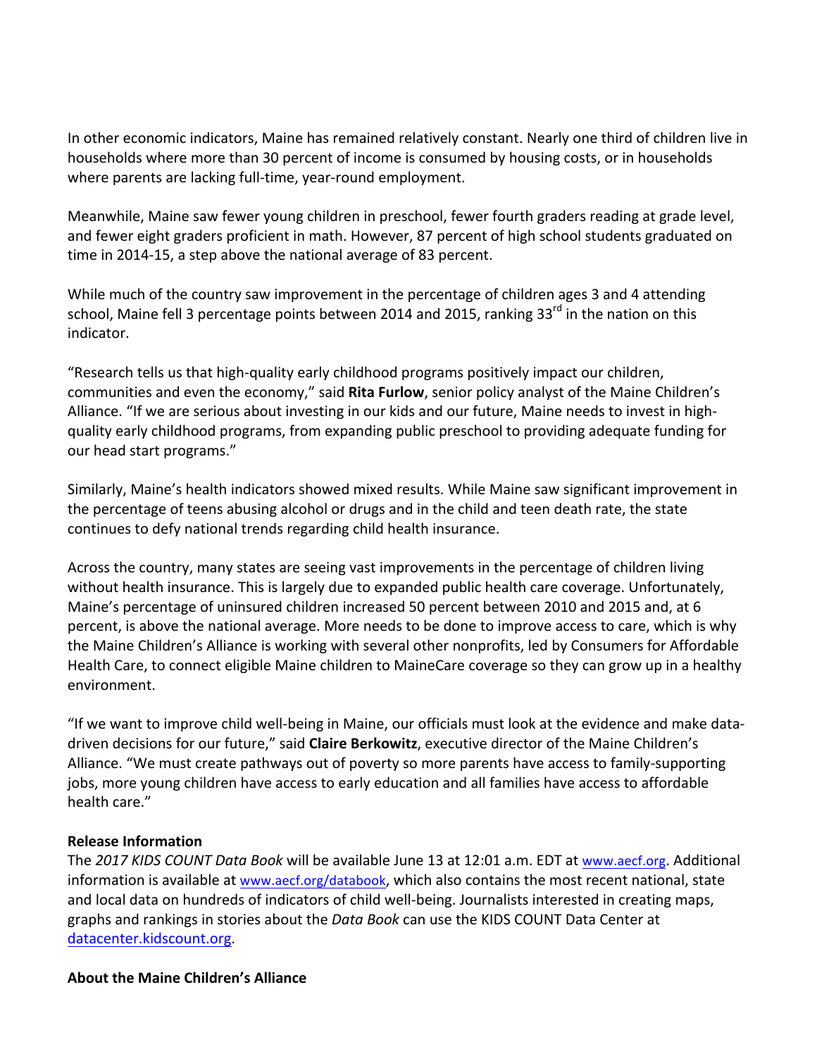In other economic indicators, Maine has remained relatively constant. Nearly one third of children live in households where more than 30 percent of income is consumed by housing costs, or in households where parents are lacking full-time, year-round employment.

Meanwhile, Maine saw fewer young children in preschool, fewer fourth graders reading at grade level, and fewer eight graders proficient in math. However, 87 percent of high school students graduated on time in 2014-15, a step above the national average of 83 percent.

While much of the country saw improvement in the percentage of children ages 3 and 4 attending school, Maine fell 3 percentage points between 2014 and 2015, ranking 33rd in the nation on this indicator.

"Research tells us that high-quality early childhood programs positively impact our children, communities and even the economy," said **Rita Furlow**, senior policy analyst of the Maine Children's Alliance. "If we are serious about investing in our kids and our future, Maine needs to invest in high-quality early childhood programs, from expanding public preschool to providing adequate funding for our head start programs."

Similarly, Maine's health indicators showed mixed results. While Maine saw significant improvement in the percentage of teens abusing alcohol or drugs and in the child and teen death rate, the state continues to defy national trends regarding child health insurance.

Across the country, many states are seeing vast improvements in the percentage of children living without health insurance. This is largely due to expanded public health care coverage. Unfortunately, Maine's percentage of uninsured children increased 50 percent between 2010 and 2015 and, at 6 percent, is above the national average. More needs to be done to improve access to care, which is why the Maine Children's Alliance is working with several other nonprofits, led by Consumers for Affordable Health Care, to connect eligible Maine children to MaineCare coverage so they can grow up in a healthy environment.

"If we want to improve child well-being in Maine, our officials must look at the evidence and make data-driven decisions for our future," said **Claire Berkowitz**, executive director of the Maine Children's Alliance. "We must create pathways out of poverty so more parents have access to family-supporting jobs, more young children have access to early education and all families have access to affordable health care."

**Release Information**

The *2017 KIDS COUNT Data Book* will be available June 13 at 12:01 a.m. EDT at www.aecf.org. Additional information is available at www.aecf.org/databook, which also contains the most recent national, state and local data on hundreds of indicators of child well-being. Journalists interested in creating maps, graphs and rankings in stories about the *Data Book* can use the KIDS COUNT Data Center at datacenter.kidscount.org.

**About the Maine Children's Alliance**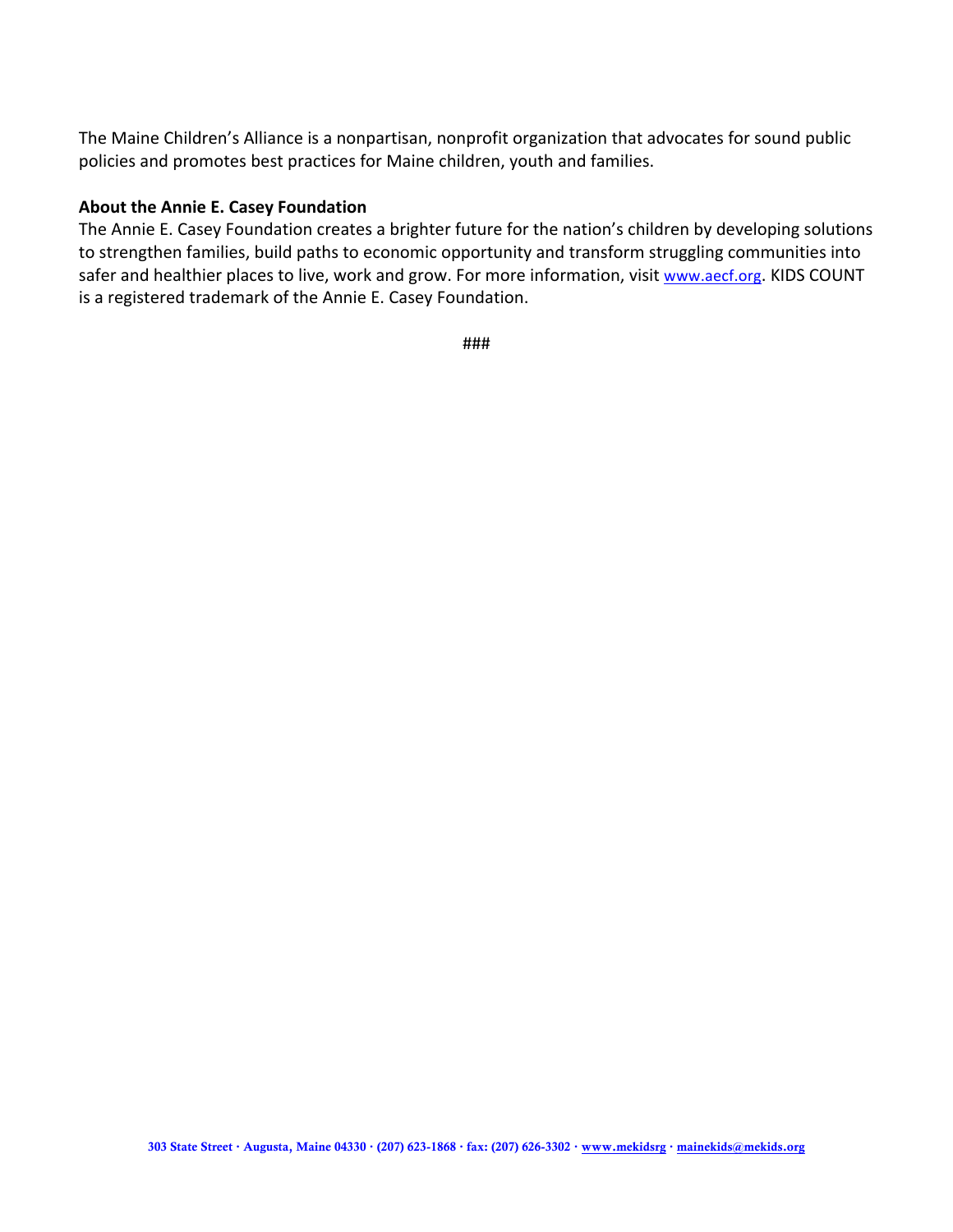The Maine Children's Alliance is a nonpartisan, nonprofit organization that advocates for sound public policies and promotes best practices for Maine children, youth and families.

**About the Annie E. Casey Foundation**

The Annie E. Casey Foundation creates a brighter future for the nation's children by developing solutions to strengthen families, build paths to economic opportunity and transform struggling communities into safer and healthier places to live, work and grow. For more information, visit www.aecf.org. KIDS COUNT is a registered trademark of the Annie E. Casey Foundation.

###

303 State Street · Augusta, Maine 04330 · (207) 623-1868 · fax: (207) 626-3302 · www.mekidsrg · mainekids@mekids.org